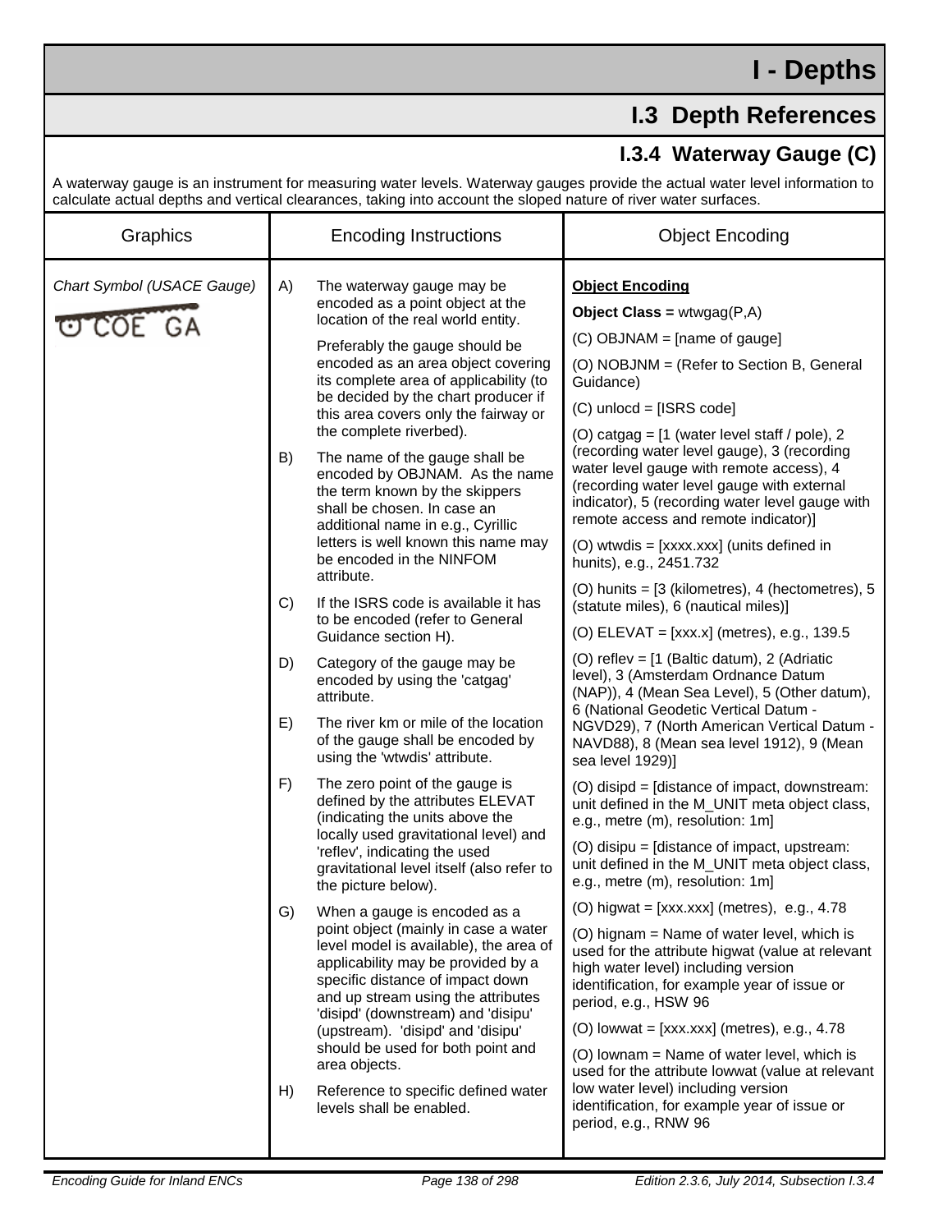# I - Depths

## I.3 Depth References

### I.3.4 Waterway Gauge (C)

A waterway gauge is an instrument for measuring water levels. Waterway gauges provide the actual water level information to calculate actual depths and vertical clearances, taking into account the sloped nature of river water surfaces.

| Graphics | Encoding Instructions | Object Encoding |
|---|---|---|
| *Chart Symbol (USACE Gauge)*<br><br>COE GA | A) The waterway gauge may be encoded as a point object at the location of the real world entity.<br><br>Preferably the gauge should be encoded as an area object covering its complete area of applicability (to be decided by the chart producer if this area covers only the fairway or the complete riverbed).<br><br>B) The name of the gauge shall be encoded by OBJNAM. As the name the term known by the skippers shall be chosen. In case an additional name in e.g., Cyrillic letters is well known this name may be encoded in the NINFOM attribute.<br><br>C) If the ISRS code is available it has to be encoded (refer to General Guidance section H).<br><br>D) Category of the gauge may be encoded by using the 'catgag' attribute.<br><br>E) The river km or mile of the location of the gauge shall be encoded by using the 'wtwdis' attribute.<br><br>F) The zero point of the gauge is defined by the attributes ELEVAT (indicating the units above the locally used gravitational level) and 'reflev', indicating the used gravitational level itself (also refer to the picture below).<br><br>G) When a gauge is encoded as a point object (mainly in case a water level model is available), the area of applicability may be provided by a specific distance of impact down and up stream using the attributes 'disipd' (downstream) and 'disipu' (upstream). 'disipd' and 'disipu' should be used for both point and area objects.<br><br>H) Reference to specific defined water levels shall be enabled. | <u>**Object Encoding**</u><br><br>**Object Class =** wtwgag(P,A)<br><br>(C) OBJNAM = [name of gauge]<br><br>(O) NOBJNM = (Refer to Section B, General Guidance)<br><br>(C) unlocd = [ISRS code]<br><br>(O) catgag = [1 (water level staff / pole), 2 (recording water level gauge), 3 (recording water level gauge with remote access), 4 (recording water level gauge with external indicator), 5 (recording water level gauge with remote access and remote indicator)]<br><br>(O) wtwdis = [xxxx.xxx] (units defined in hunits), e.g., 2451.732<br><br>(O) hunits = [3 (kilometres), 4 (hectometres), 5 (statute miles), 6 (nautical miles)]<br><br>(O) ELEVAT = [xxx.x] (metres), e.g., 139.5<br><br>(O) reflev = [1 (Baltic datum), 2 (Adriatic level), 3 (Amsterdam Ordnance Datum (NAP)), 4 (Mean Sea Level), 5 (Other datum), 6 (National Geodetic Vertical Datum - NGVD29), 7 (North American Vertical Datum - NAVD88), 8 (Mean sea level 1912), 9 (Mean sea level 1929)]<br><br>(O) disipd = [distance of impact, downstream: unit defined in the M_UNIT meta object class, e.g., metre (m), resolution: 1m]<br><br>(O) disipu = [distance of impact, upstream: unit defined in the M_UNIT meta object class, e.g., metre (m), resolution: 1m]<br><br>(O) higwat = [xxx.xxx] (metres), e.g., 4.78<br><br>(O) hignam = Name of water level, which is used for the attribute higwat (value at relevant high water level) including version identification, for example year of issue or period, e.g., HSW 96<br><br>(O) lowwat = [xxx.xxx] (metres), e.g., 4.78<br><br>(O) lownam = Name of water level, which is used for the attribute lowwat (value at relevant low water level) including version identification, for example year of issue or period, e.g., RNW 96 |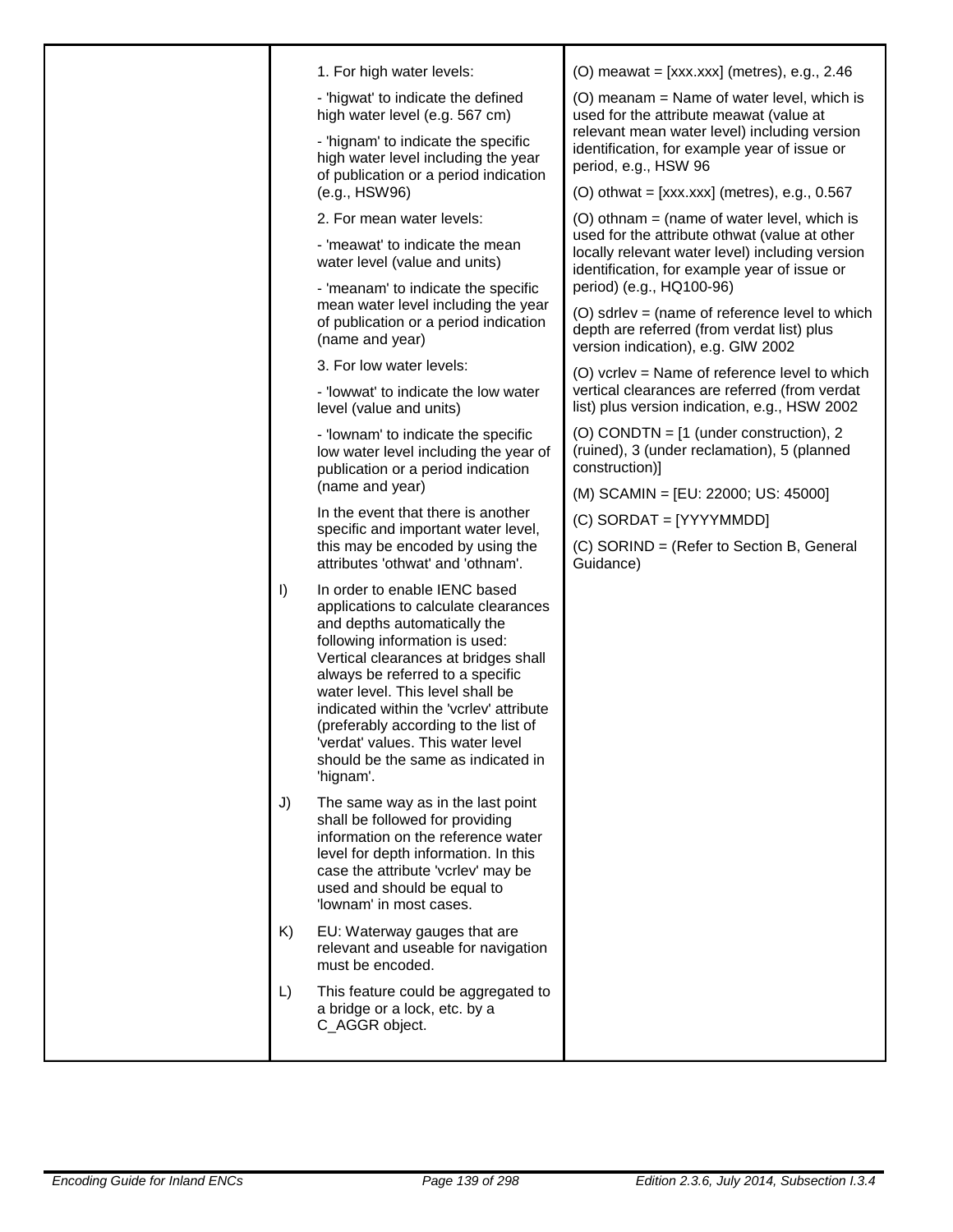| | | |
|---|---|---|
| | 1. For high water levels:<br><br>- 'higwat' to indicate the defined high water level (e.g. 567 cm)<br><br>- 'hignam' to indicate the specific high water level including the year of publication or a period indication (e.g., HSW96)<br><br>2. For mean water levels:<br><br>- 'meawat' to indicate the mean water level (value and units)<br><br>- 'meanam' to indicate the specific mean water level including the year of publication or a period indication (name and year)<br><br>3. For low water levels:<br><br>- 'lowwat' to indicate the low water level (value and units)<br><br>- 'lownam' to indicate the specific low water level including the year of publication or a period indication (name and year)<br><br>In the event that there is another specific and important water level, this may be encoded by using the attributes 'othwat' and 'othnam'.<br><br>I) In order to enable IENC based applications to calculate clearances and depths automatically the following information is used: Vertical clearances at bridges shall always be referred to a specific water level. This level shall be indicated within the 'vcrlev' attribute (preferably according to the list of 'verdat' values. This water level should be the same as indicated in 'hignam'.<br><br>J) The same way as in the last point shall be followed for providing information on the reference water level for depth information. In this case the attribute 'vcrlev' may be used and should be equal to 'lownam' in most cases.<br><br>K) EU: Waterway gauges that are relevant and useable for navigation must be encoded.<br><br>L) This feature could be aggregated to a bridge or a lock, etc. by a C_AGGR object. | (O) meawat = [xxx.xxx] (metres), e.g., 2.46<br><br>(O) meanam = Name of water level, which is used for the attribute meawat (value at relevant mean water level) including version identification, for example year of issue or period, e.g., HSW 96<br><br>(O) othwat = [xxx.xxx] (metres), e.g., 0.567<br><br>(O) othnam = (name of water level, which is used for the attribute othwat (value at other locally relevant water level) including version identification, for example year of issue or period) (e.g., HQ100-96)<br><br>(O) sdrlev = (name of reference level to which depth are referred (from verdat list) plus version indication), e.g. GlW 2002<br><br>(O) vcrlev = Name of reference level to which vertical clearances are referred (from verdat list) plus version indication, e.g., HSW 2002<br><br>(O) CONDTN = [1 (under construction), 2 (ruined), 3 (under reclamation), 5 (planned construction)]<br><br>(M) SCAMIN = [EU: 22000; US: 45000]<br><br>(C) SORDAT = [YYYYMMDD]<br><br>(C) SORIND = (Refer to Section B, General Guidance) |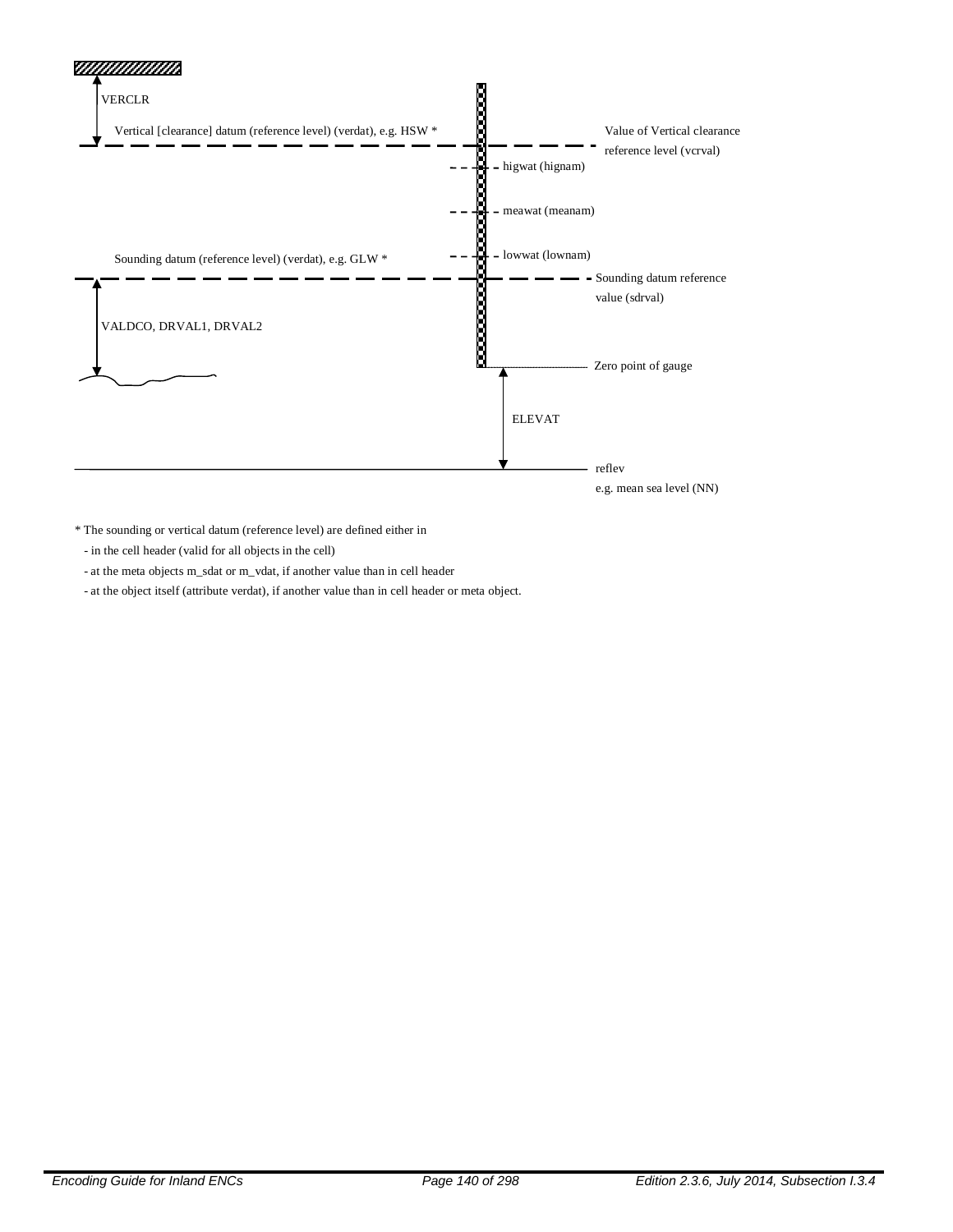VERCLR

Vertical [clearance] datum (reference level) (verdat), e.g. HSW *

Value of Vertical clearance reference level (vcrval)

higwat (hignam)

meawat (meanam)

lowwat (lownam)

Sounding datum (reference level) (verdat), e.g. GLW *

Sounding datum reference value (sdrval)

VALDCO, DRVAL1, DRVAL2

Zero point of gauge

ELEVAT

reflev

e.g. mean sea level (NN)

* The sounding or vertical datum (reference level) are defined either in

- in the cell header (valid for all objects in the cell)
- at the meta objects m_sdat or m_vdat, if another value than in cell header
- at the object itself (attribute verdat), if another value than in cell header or meta object.